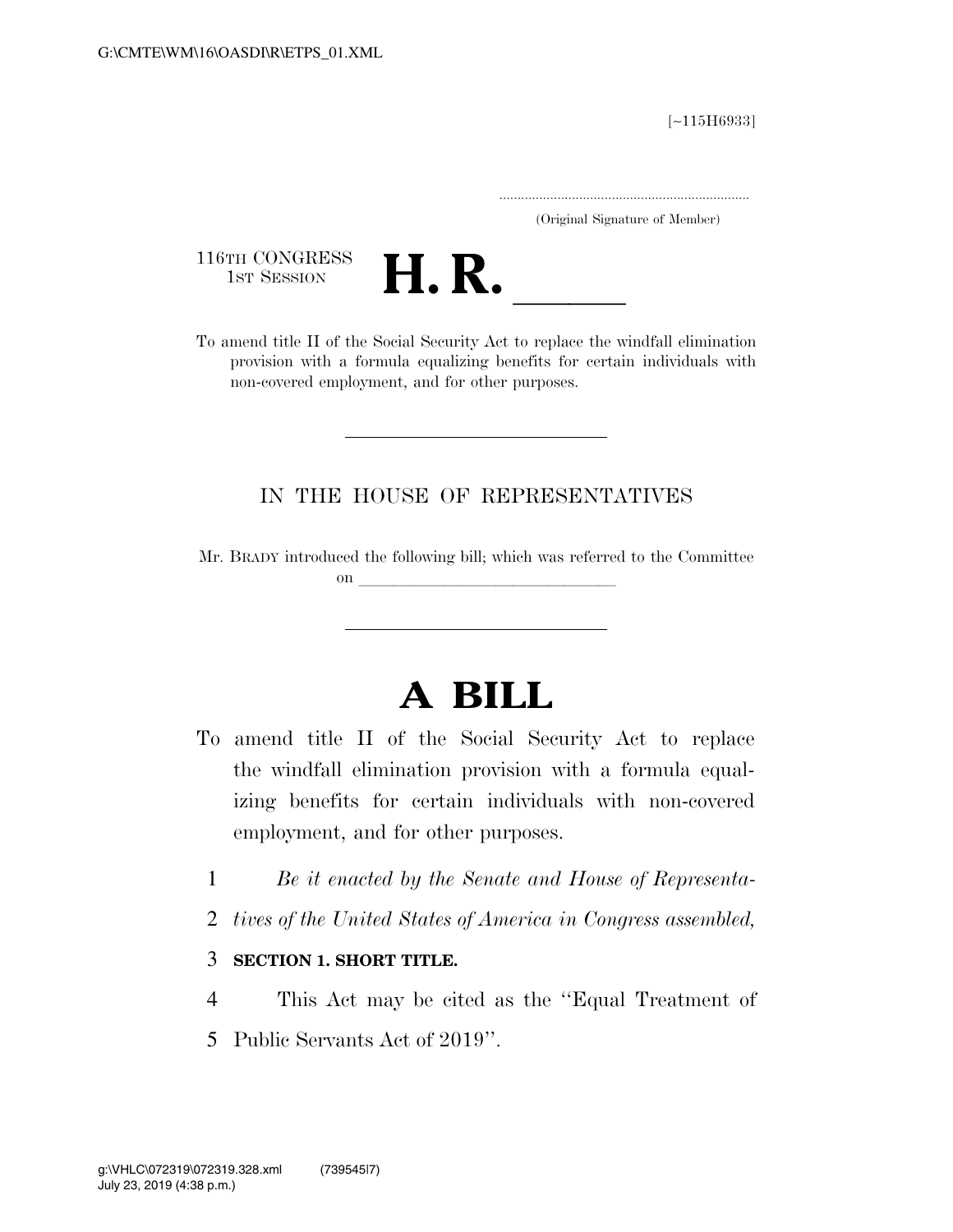G:\CMTE\WM\16\OASDI\R\ETPS_01.XML

[~115H6933]

.....................................................................
(Original Signature of Member)

116TH CONGRESS
1ST SESSION

# H. R. \_\_\_\_\_

To amend title II of the Social Security Act to replace the windfall elimination provision with a formula equalizing benefits for certain individuals with non-covered employment, and for other purposes.

---

IN THE HOUSE OF REPRESENTATIVES

Mr. BRADY introduced the following bill; which was referred to the Committee on \_\_\_\_\_\_\_\_\_\_\_\_\_\_\_\_\_\_\_\_\_\_\_\_\_\_\_\_\_\_\_\_

---

# A BILL

To amend title II of the Social Security Act to replace the windfall elimination provision with a formula equalizing benefits for certain individuals with non-covered employment, and for other purposes.

1 *Be it enacted by the Senate and House of Representa-*
2 *tives of the United States of America in Congress assembled,*

3 **SECTION 1. SHORT TITLE.**

4 This Act may be cited as the ''Equal Treatment of
5 Public Servants Act of 2019''.

g:\VHLC\072319\072319.328.xml (739545|7)
July 23, 2019 (4:38 p.m.)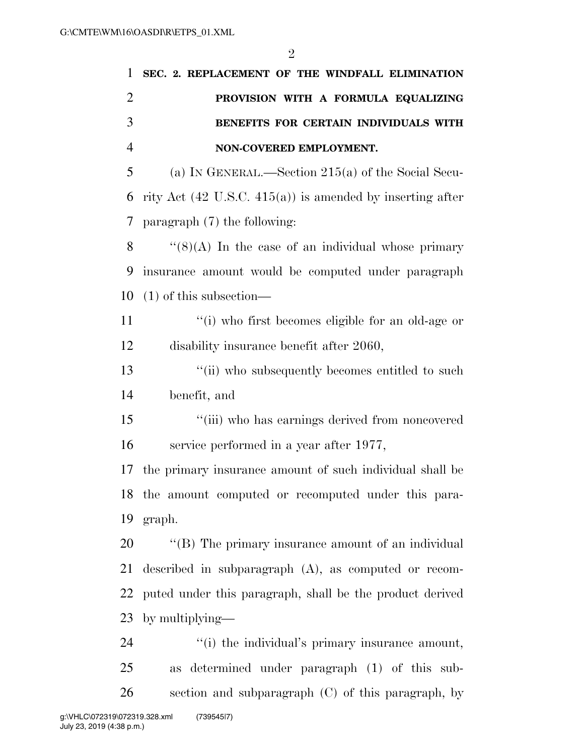**SEC. 2. REPLACEMENT OF THE WINDFALL ELIMINATION PROVISION WITH A FORMULA EQUALIZING BENEFITS FOR CERTAIN INDIVIDUALS WITH NON-COVERED EMPLOYMENT.**

(a) IN GENERAL.—Section 215(a) of the Social Security Act (42 U.S.C. 415(a)) is amended by inserting after paragraph (7) the following:

"(8)(A) In the case of an individual whose primary insurance amount would be computed under paragraph (1) of this subsection—

"(i) who first becomes eligible for an old-age or disability insurance benefit after 2060,

"(ii) who subsequently becomes entitled to such benefit, and

"(iii) who has earnings derived from noncovered service performed in a year after 1977,

the primary insurance amount of such individual shall be the amount computed or recomputed under this paragraph.

"(B) The primary insurance amount of an individual described in subparagraph (A), as computed or recomputed under this paragraph, shall be the product derived by multiplying—

"(i) the individual's primary insurance amount, as determined under paragraph (1) of this subsection and subparagraph (C) of this paragraph, by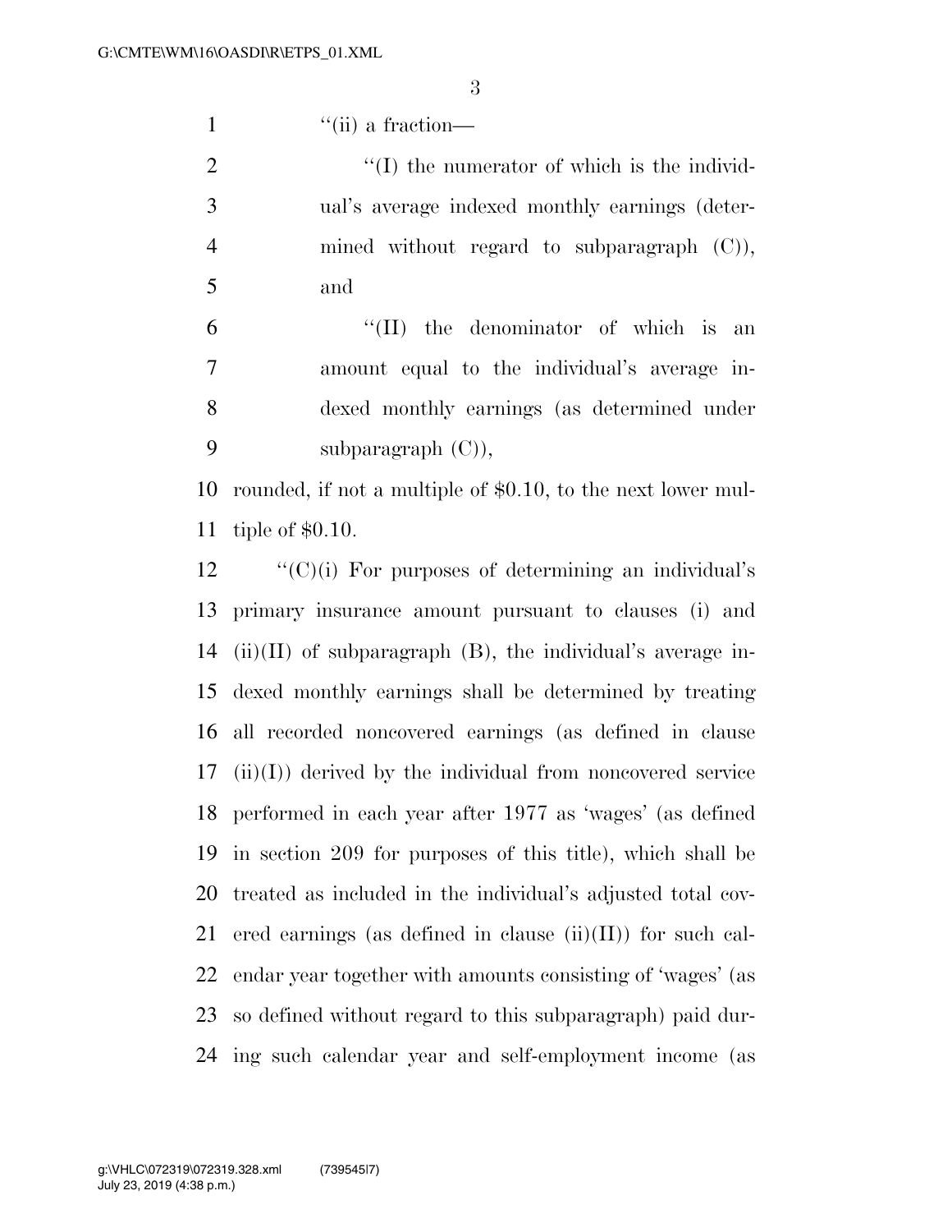"(ii) a fraction—

"(I) the numerator of which is the individual's average indexed monthly earnings (determined without regard to subparagraph (C)), and

"(II) the denominator of which is an amount equal to the individual's average indexed monthly earnings (as determined under subparagraph (C)),

rounded, if not a multiple of $0.10, to the next lower multiple of $0.10.

"(C)(i) For purposes of determining an individual's primary insurance amount pursuant to clauses (i) and (ii)(II) of subparagraph (B), the individual's average indexed monthly earnings shall be determined by treating all recorded noncovered earnings (as defined in clause (ii)(I)) derived by the individual from noncovered service performed in each year after 1977 as 'wages' (as defined in section 209 for purposes of this title), which shall be treated as included in the individual's adjusted total covered earnings (as defined in clause (ii)(II)) for such calendar year together with amounts consisting of 'wages' (as so defined without regard to this subparagraph) paid during such calendar year and self-employment income (as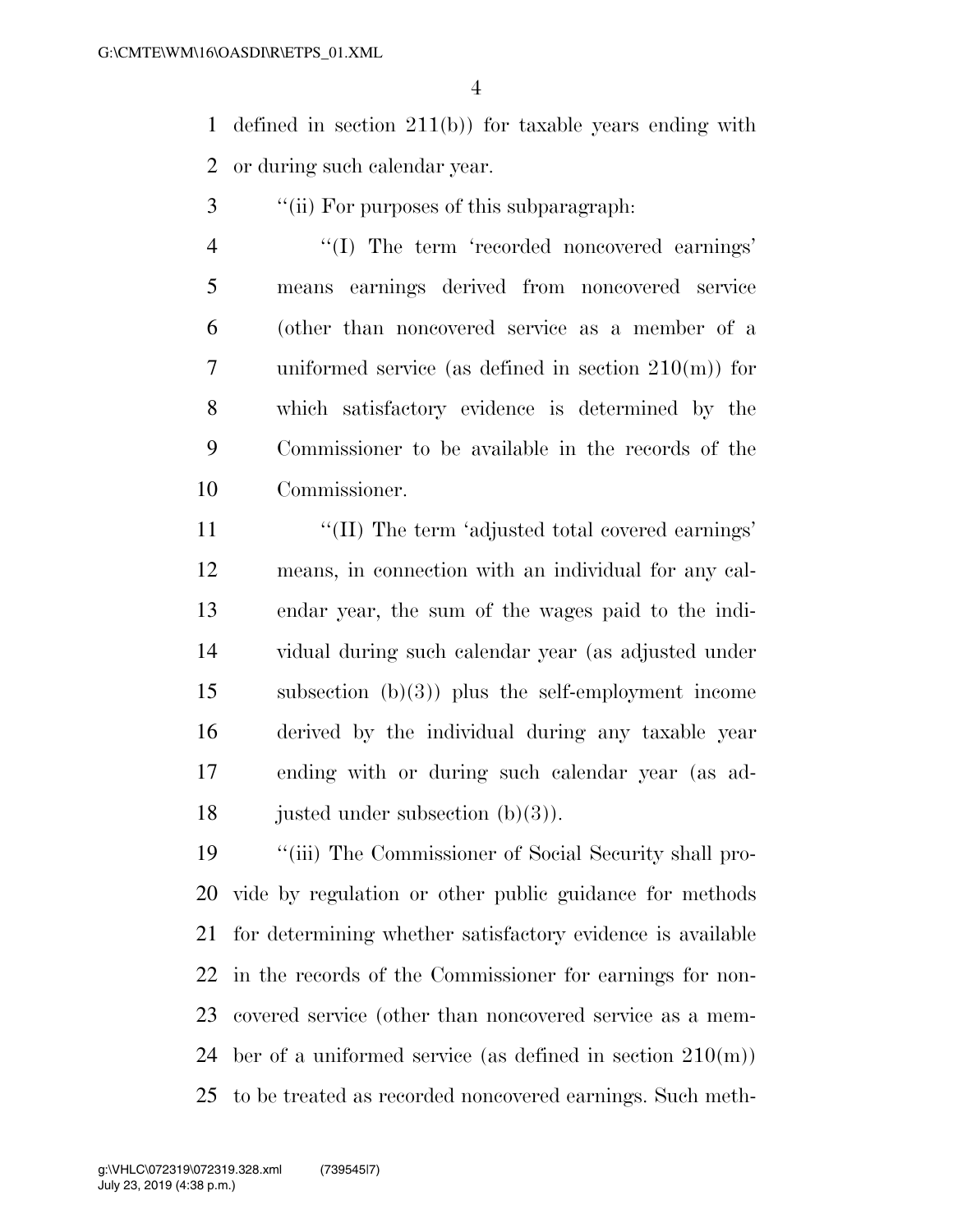defined in section 211(b)) for taxable years ending with or during such calendar year.

''(ii) For purposes of this subparagraph:

''(I) The term 'recorded noncovered earnings' means earnings derived from noncovered service (other than noncovered service as a member of a uniformed service (as defined in section 210(m)) for which satisfactory evidence is determined by the Commissioner to be available in the records of the Commissioner.

''(II) The term 'adjusted total covered earnings' means, in connection with an individual for any calendar year, the sum of the wages paid to the individual during such calendar year (as adjusted under subsection (b)(3)) plus the self-employment income derived by the individual during any taxable year ending with or during such calendar year (as adjusted under subsection (b)(3)).

''(iii) The Commissioner of Social Security shall provide by regulation or other public guidance for methods for determining whether satisfactory evidence is available in the records of the Commissioner for earnings for noncovered service (other than noncovered service as a member of a uniformed service (as defined in section 210(m)) to be treated as recorded noncovered earnings. Such meth-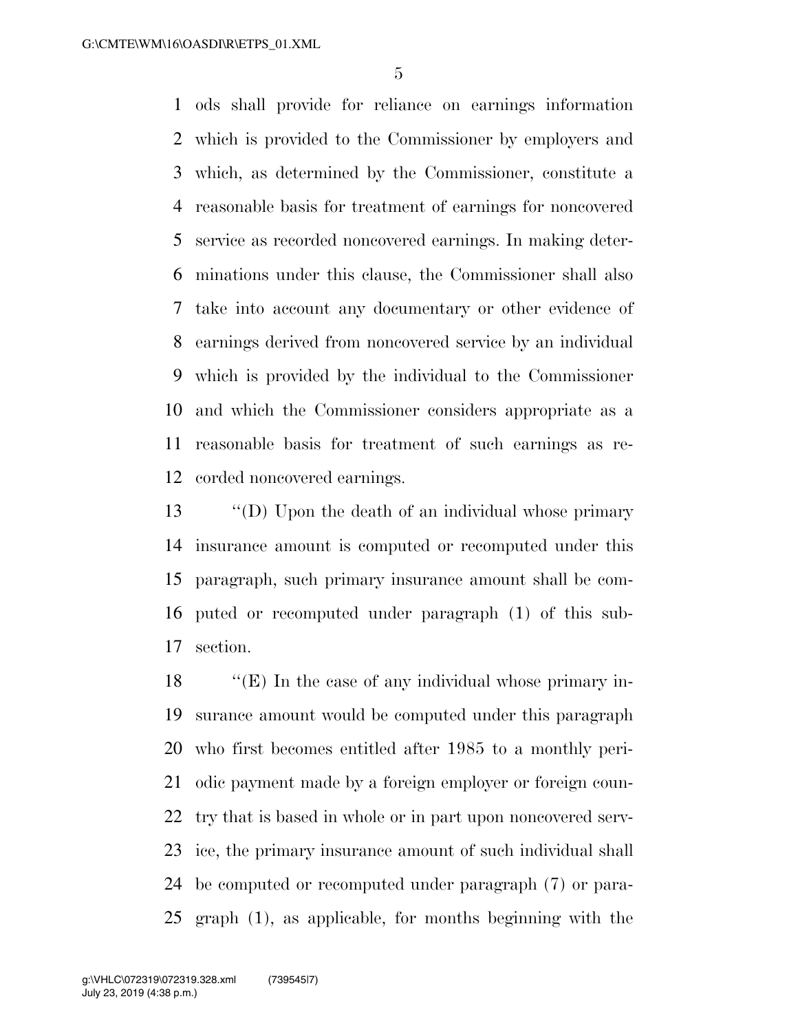ods shall provide for reliance on earnings information which is provided to the Commissioner by employers and which, as determined by the Commissioner, constitute a reasonable basis for treatment of earnings for noncovered service as recorded noncovered earnings. In making determinations under this clause, the Commissioner shall also take into account any documentary or other evidence of earnings derived from noncovered service by an individual which is provided by the individual to the Commissioner and which the Commissioner considers appropriate as a reasonable basis for treatment of such earnings as recorded noncovered earnings.

''(D) Upon the death of an individual whose primary insurance amount is computed or recomputed under this paragraph, such primary insurance amount shall be computed or recomputed under paragraph (1) of this subsection.

''(E) In the case of any individual whose primary insurance amount would be computed under this paragraph who first becomes entitled after 1985 to a monthly periodic payment made by a foreign employer or foreign country that is based in whole or in part upon noncovered service, the primary insurance amount of such individual shall be computed or recomputed under paragraph (7) or paragraph (1), as applicable, for months beginning with the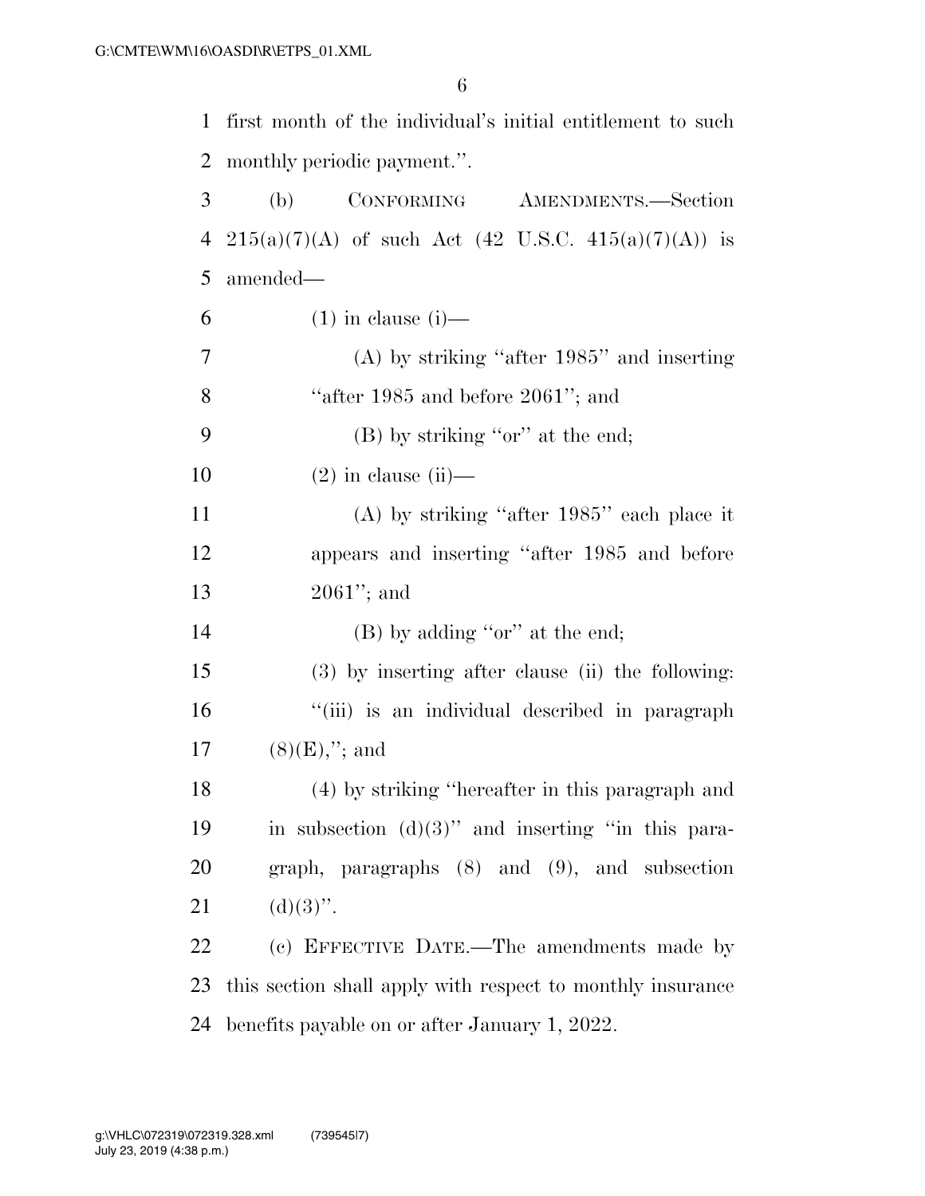first month of the individual's initial entitlement to such monthly periodic payment.''.

(b) CONFORMING AMENDMENTS.—Section 215(a)(7)(A) of such Act (42 U.S.C. 415(a)(7)(A)) is amended—

(1) in clause (i)—

(A) by striking ''after 1985'' and inserting ''after 1985 and before 2061''; and

(B) by striking ''or'' at the end;

(2) in clause (ii)—

(A) by striking ''after 1985'' each place it appears and inserting ''after 1985 and before 2061''; and

(B) by adding ''or'' at the end;

(3) by inserting after clause (ii) the following:

''(iii) is an individual described in paragraph (8)(E),''; and

(4) by striking ''hereafter in this paragraph and in subsection (d)(3)'' and inserting ''in this paragraph, paragraphs (8) and (9), and subsection (d)(3)''.

(c) EFFECTIVE DATE.—The amendments made by this section shall apply with respect to monthly insurance benefits payable on or after January 1, 2022.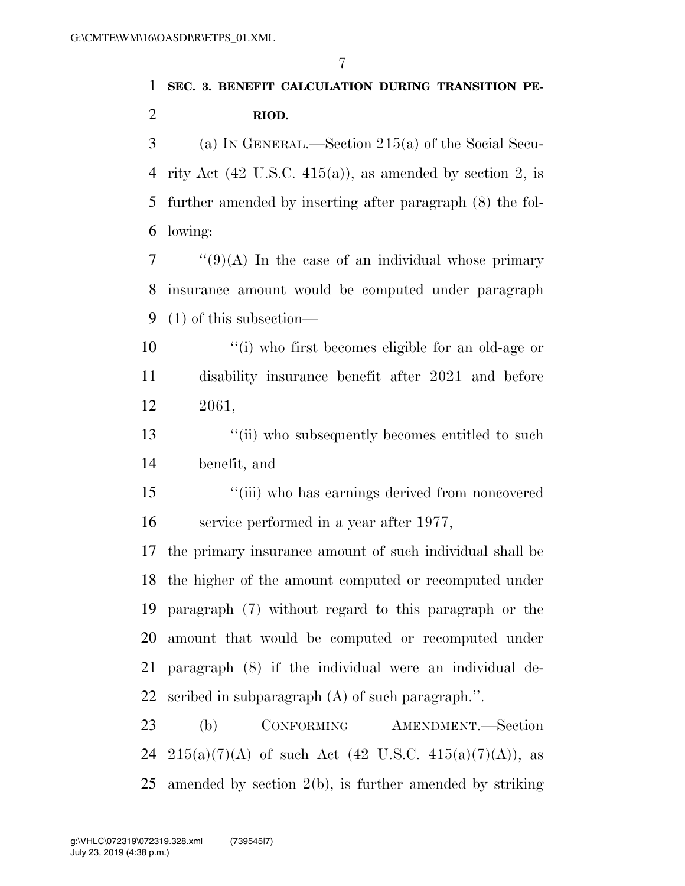**SEC. 3. BENEFIT CALCULATION DURING TRANSITION PERIOD.**

(a) IN GENERAL.—Section 215(a) of the Social Security Act (42 U.S.C. 415(a)), as amended by section 2, is further amended by inserting after paragraph (8) the following:

"(9)(A) In the case of an individual whose primary insurance amount would be computed under paragraph (1) of this subsection—

"(i) who first becomes eligible for an old-age or disability insurance benefit after 2021 and before 2061,

"(ii) who subsequently becomes entitled to such benefit, and

"(iii) who has earnings derived from noncovered service performed in a year after 1977,

the primary insurance amount of such individual shall be the higher of the amount computed or recomputed under paragraph (7) without regard to this paragraph or the amount that would be computed or recomputed under paragraph (8) if the individual were an individual described in subparagraph (A) of such paragraph.".

(b) CONFORMING AMENDMENT.—Section 215(a)(7)(A) of such Act (42 U.S.C. 415(a)(7)(A)), as amended by section 2(b), is further amended by striking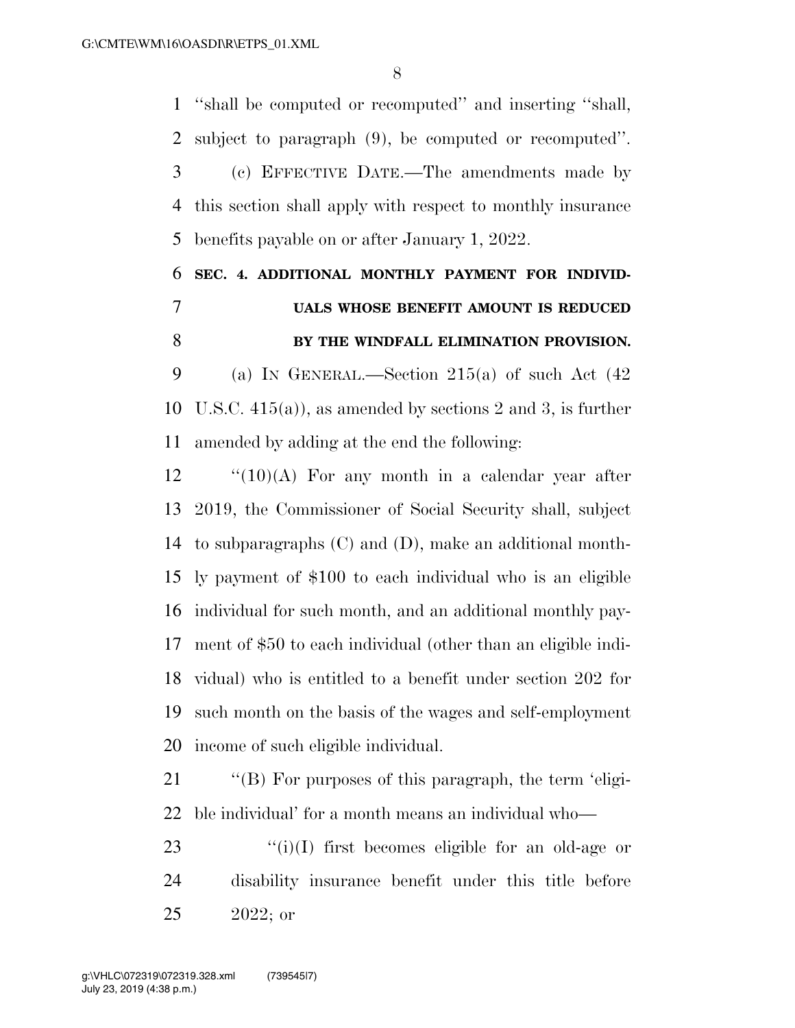"shall be computed or recomputed" and inserting "shall, subject to paragraph (9), be computed or recomputed".

(c) EFFECTIVE DATE.—The amendments made by this section shall apply with respect to monthly insurance benefits payable on or after January 1, 2022.

## SEC. 4. ADDITIONAL MONTHLY PAYMENT FOR INDIVIDUALS WHOSE BENEFIT AMOUNT IS REDUCED BY THE WINDFALL ELIMINATION PROVISION.

(a) IN GENERAL.—Section 215(a) of such Act (42 U.S.C. 415(a)), as amended by sections 2 and 3, is further amended by adding at the end the following:

"(10)(A) For any month in a calendar year after 2019, the Commissioner of Social Security shall, subject to subparagraphs (C) and (D), make an additional monthly payment of $100 to each individual who is an eligible individual for such month, and an additional monthly payment of $50 to each individual (other than an eligible individual) who is entitled to a benefit under section 202 for such month on the basis of the wages and self-employment income of such eligible individual.

"(B) For purposes of this paragraph, the term 'eligible individual' for a month means an individual who—

"(i)(I) first becomes eligible for an old-age or disability insurance benefit under this title before 2022; or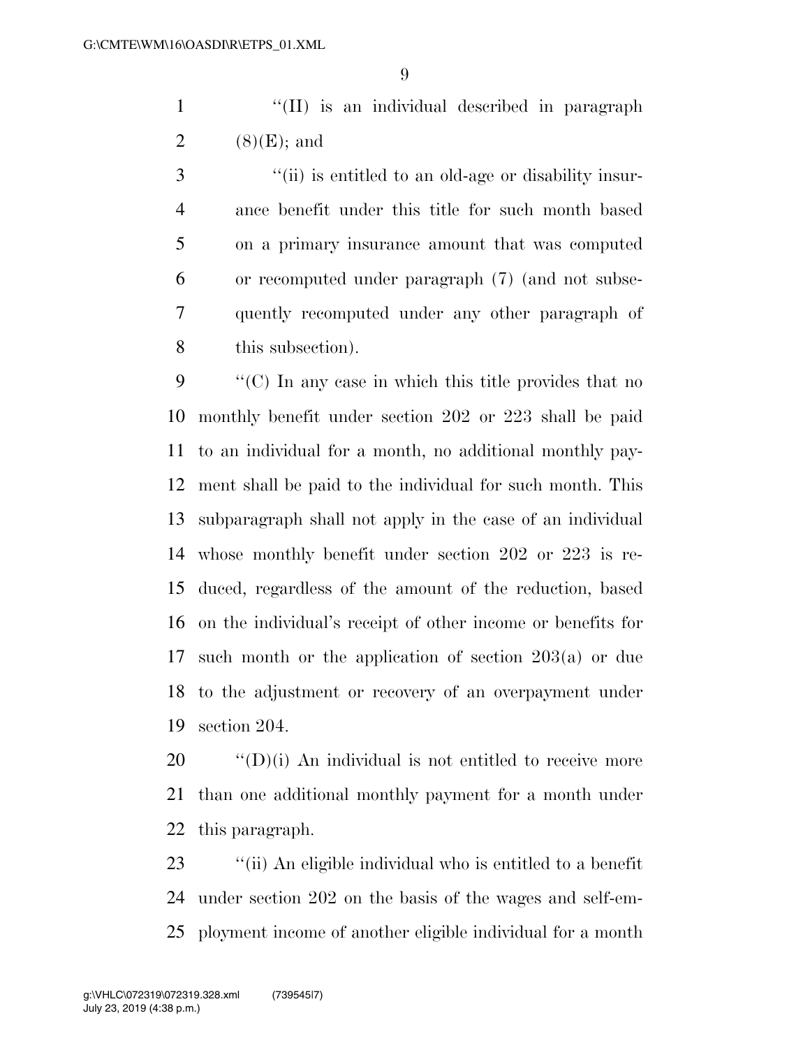''(II) is an individual described in paragraph (8)(E); and

''(ii) is entitled to an old-age or disability insurance benefit under this title for such month based on a primary insurance amount that was computed or recomputed under paragraph (7) (and not subsequently recomputed under any other paragraph of this subsection).

''(C) In any case in which this title provides that no monthly benefit under section 202 or 223 shall be paid to an individual for a month, no additional monthly payment shall be paid to the individual for such month. This subparagraph shall not apply in the case of an individual whose monthly benefit under section 202 or 223 is reduced, regardless of the amount of the reduction, based on the individual's receipt of other income or benefits for such month or the application of section 203(a) or due to the adjustment or recovery of an overpayment under section 204.

''(D)(i) An individual is not entitled to receive more than one additional monthly payment for a month under this paragraph.

''(ii) An eligible individual who is entitled to a benefit under section 202 on the basis of the wages and self-employment income of another eligible individual for a month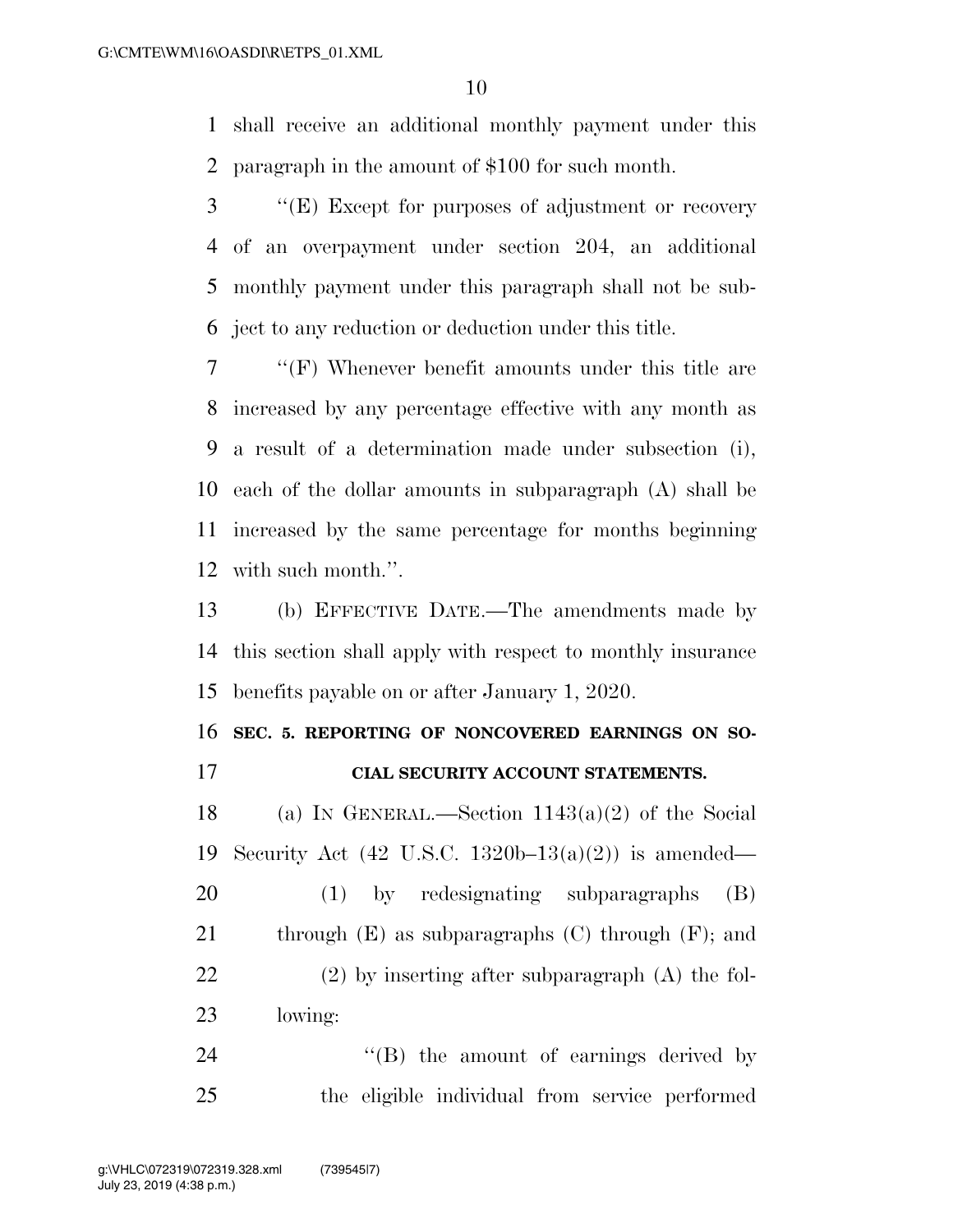shall receive an additional monthly payment under this paragraph in the amount of $100 for such month.

''(E) Except for purposes of adjustment or recovery of an overpayment under section 204, an additional monthly payment under this paragraph shall not be subject to any reduction or deduction under this title.

''(F) Whenever benefit amounts under this title are increased by any percentage effective with any month as a result of a determination made under subsection (i), each of the dollar amounts in subparagraph (A) shall be increased by the same percentage for months beginning with such month.''.

(b) EFFECTIVE DATE.—The amendments made by this section shall apply with respect to monthly insurance benefits payable on or after January 1, 2020.

**SEC. 5. REPORTING OF NONCOVERED EARNINGS ON SOCIAL SECURITY ACCOUNT STATEMENTS.**

(a) IN GENERAL.—Section 1143(a)(2) of the Social Security Act (42 U.S.C. 1320b–13(a)(2)) is amended—

(1) by redesignating subparagraphs (B) through (E) as subparagraphs (C) through (F); and

(2) by inserting after subparagraph (A) the following:

''(B) the amount of earnings derived by the eligible individual from service performed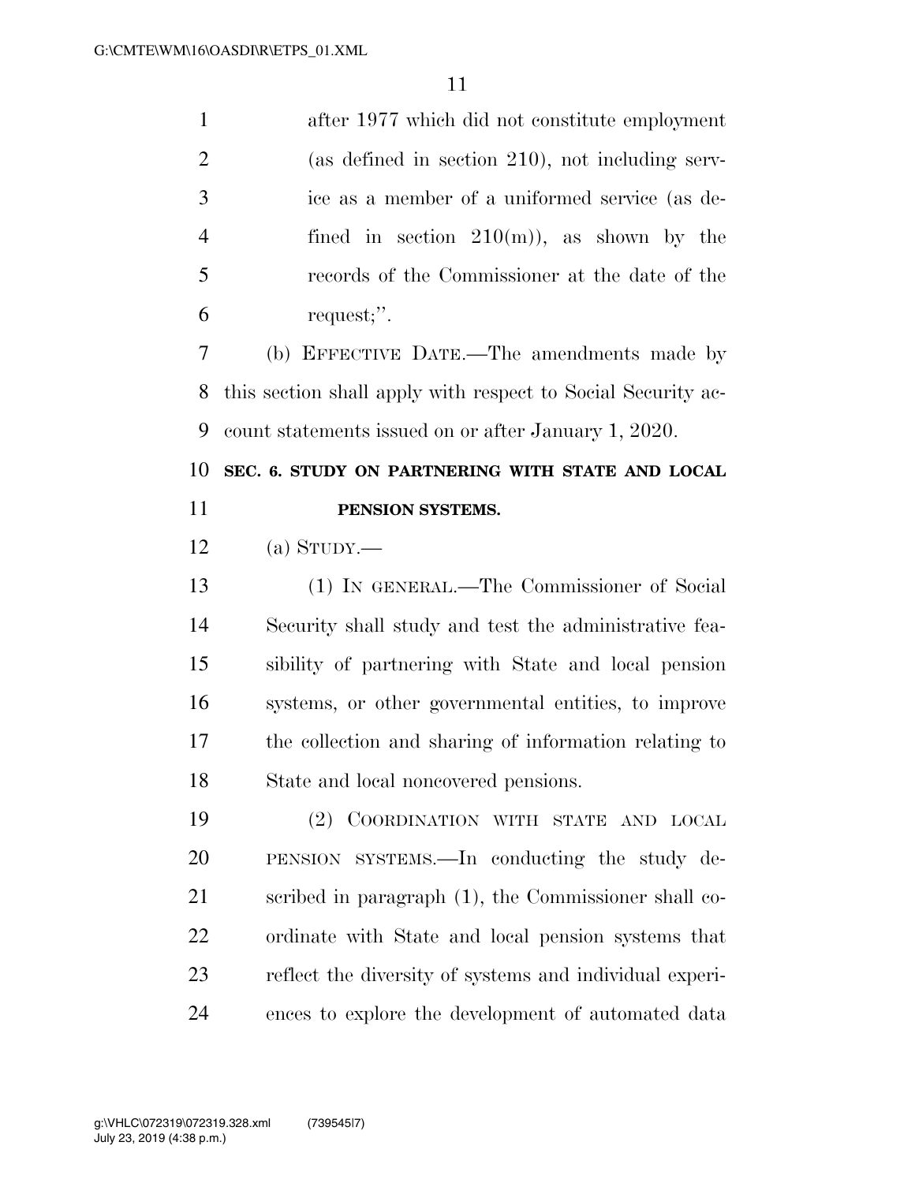after 1977 which did not constitute employment (as defined in section 210), not including service as a member of a uniformed service (as defined in section 210(m)), as shown by the records of the Commissioner at the date of the request;''.

(b) EFFECTIVE DATE.—The amendments made by this section shall apply with respect to Social Security account statements issued on or after January 1, 2020.

**SEC. 6. STUDY ON PARTNERING WITH STATE AND LOCAL PENSION SYSTEMS.**

(a) STUDY.—

(1) IN GENERAL.—The Commissioner of Social Security shall study and test the administrative feasibility of partnering with State and local pension systems, or other governmental entities, to improve the collection and sharing of information relating to State and local noncovered pensions.

(2) COORDINATION WITH STATE AND LOCAL PENSION SYSTEMS.—In conducting the study described in paragraph (1), the Commissioner shall coordinate with State and local pension systems that reflect the diversity of systems and individual experiences to explore the development of automated data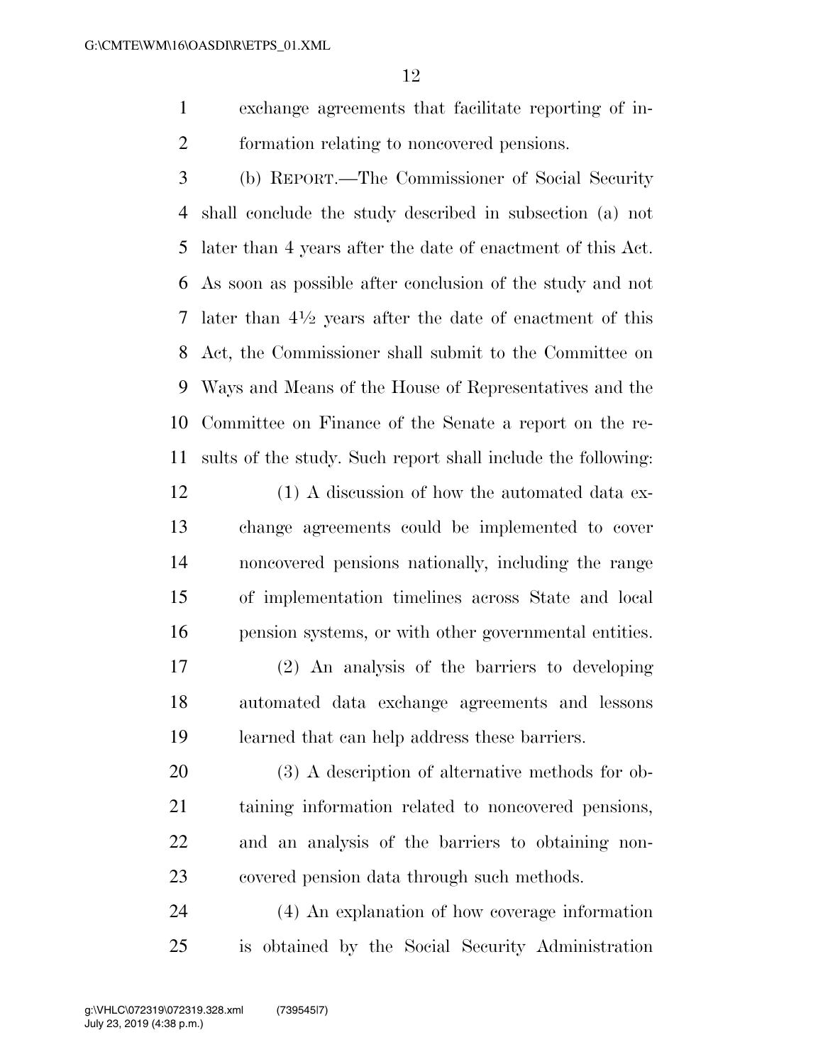exchange agreements that facilitate reporting of information relating to noncovered pensions.

(b) REPORT.—The Commissioner of Social Security shall conclude the study described in subsection (a) not later than 4 years after the date of enactment of this Act. As soon as possible after conclusion of the study and not later than 4½ years after the date of enactment of this Act, the Commissioner shall submit to the Committee on Ways and Means of the House of Representatives and the Committee on Finance of the Senate a report on the results of the study. Such report shall include the following:

(1) A discussion of how the automated data exchange agreements could be implemented to cover noncovered pensions nationally, including the range of implementation timelines across State and local pension systems, or with other governmental entities.

(2) An analysis of the barriers to developing automated data exchange agreements and lessons learned that can help address these barriers.

(3) A description of alternative methods for obtaining information related to noncovered pensions, and an analysis of the barriers to obtaining noncovered pension data through such methods.

(4) An explanation of how coverage information is obtained by the Social Security Administration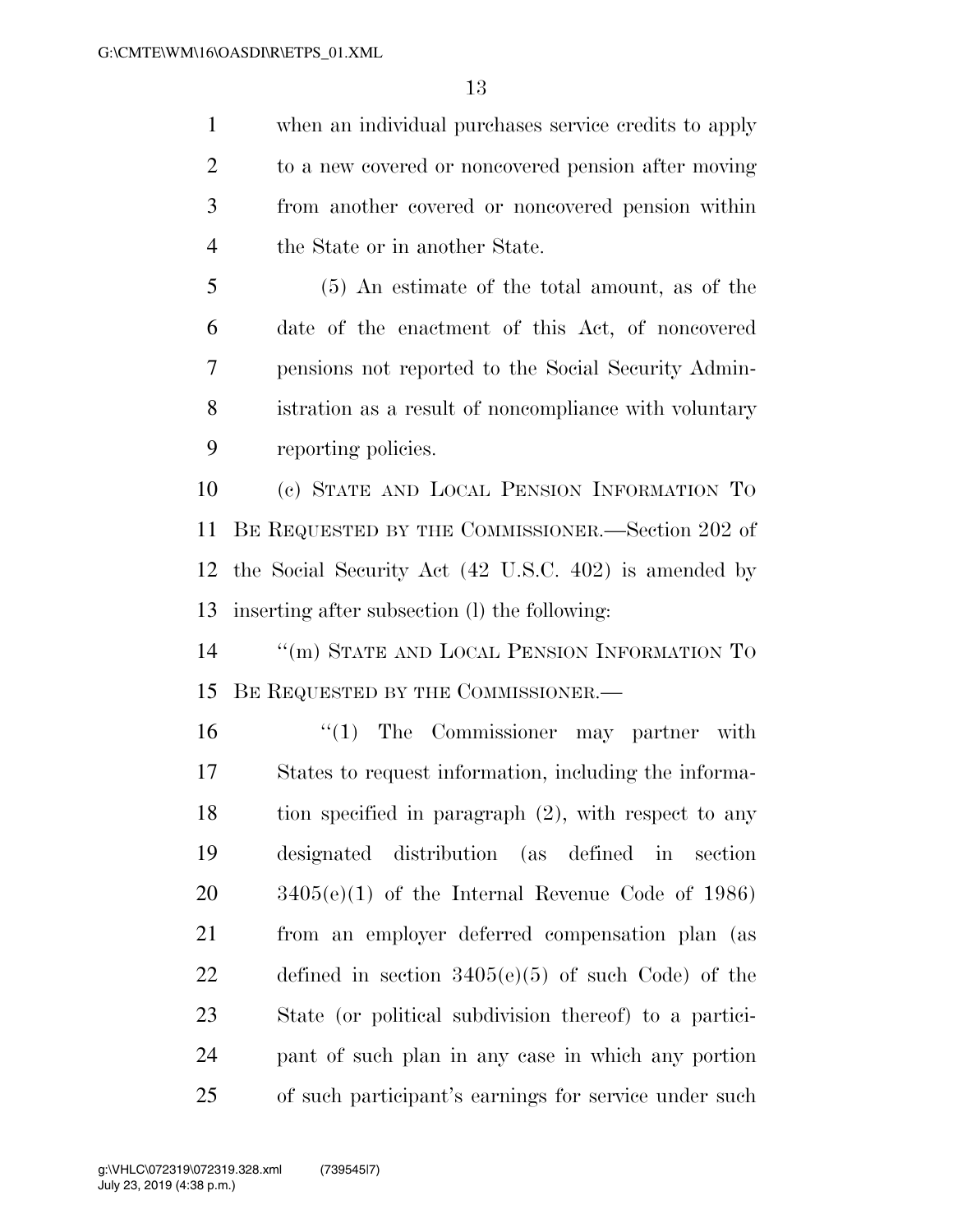when an individual purchases service credits to apply to a new covered or noncovered pension after moving from another covered or noncovered pension within the State or in another State.

(5) An estimate of the total amount, as of the date of the enactment of this Act, of noncovered pensions not reported to the Social Security Administration as a result of noncompliance with voluntary reporting policies.

(c) STATE AND LOCAL PENSION INFORMATION TO BE REQUESTED BY THE COMMISSIONER.—Section 202 of the Social Security Act (42 U.S.C. 402) is amended by inserting after subsection (l) the following:

"(m) STATE AND LOCAL PENSION INFORMATION TO BE REQUESTED BY THE COMMISSIONER.—

"(1) The Commissioner may partner with States to request information, including the information specified in paragraph (2), with respect to any designated distribution (as defined in section 3405(e)(1) of the Internal Revenue Code of 1986) from an employer deferred compensation plan (as defined in section 3405(e)(5) of such Code) of the State (or political subdivision thereof) to a participant of such plan in any case in which any portion of such participant's earnings for service under such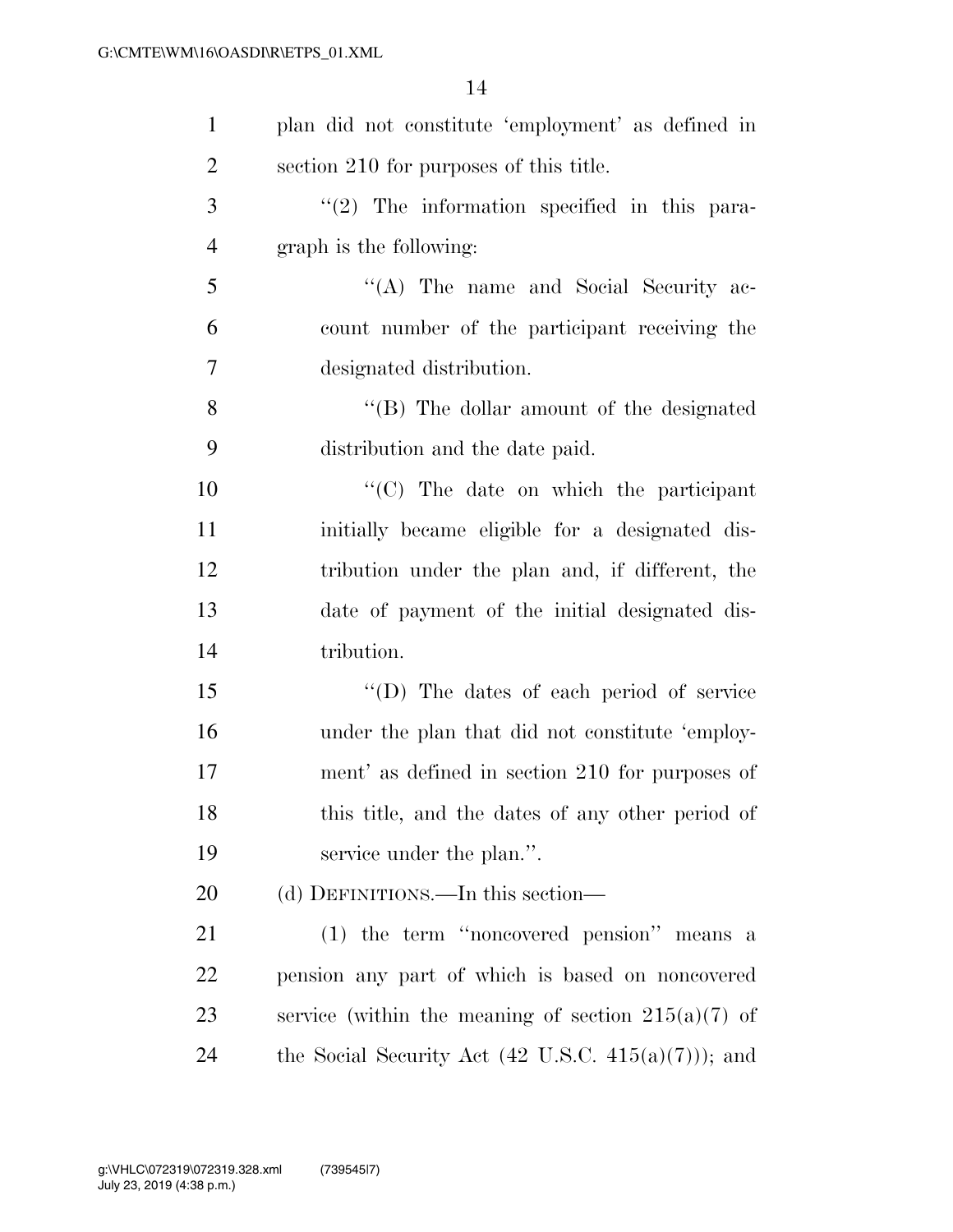plan did not constitute 'employment' as defined in section 210 for purposes of this title.

"(2) The information specified in this paragraph is the following:

"(A) The name and Social Security account number of the participant receiving the designated distribution.

"(B) The dollar amount of the designated distribution and the date paid.

"(C) The date on which the participant initially became eligible for a designated distribution under the plan and, if different, the date of payment of the initial designated distribution.

"(D) The dates of each period of service under the plan that did not constitute 'employment' as defined in section 210 for purposes of this title, and the dates of any other period of service under the plan.".

(d) DEFINITIONS.—In this section—

(1) the term "noncovered pension" means a pension any part of which is based on noncovered service (within the meaning of section 215(a)(7) of the Social Security Act (42 U.S.C. 415(a)(7))); and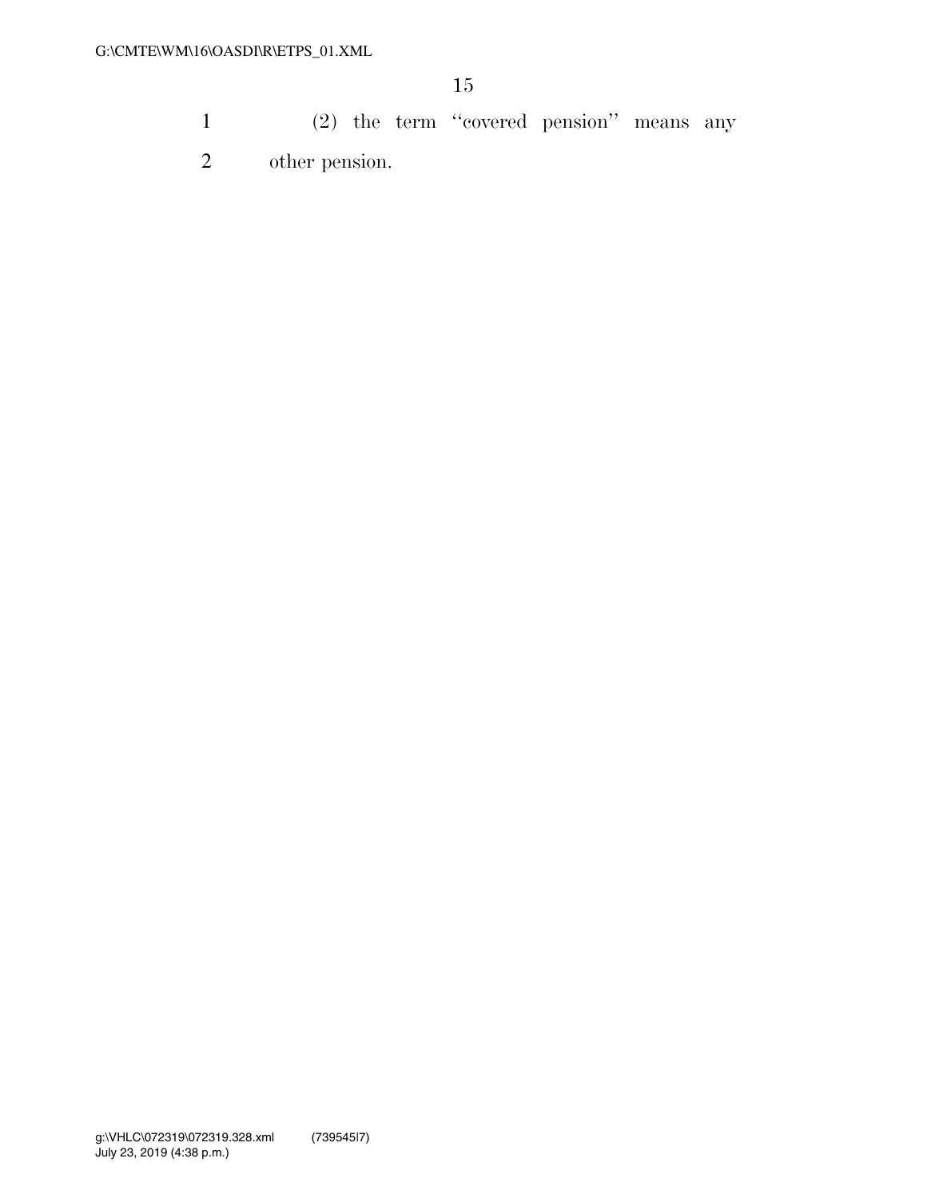(2) the term ''covered pension'' means any other pension.